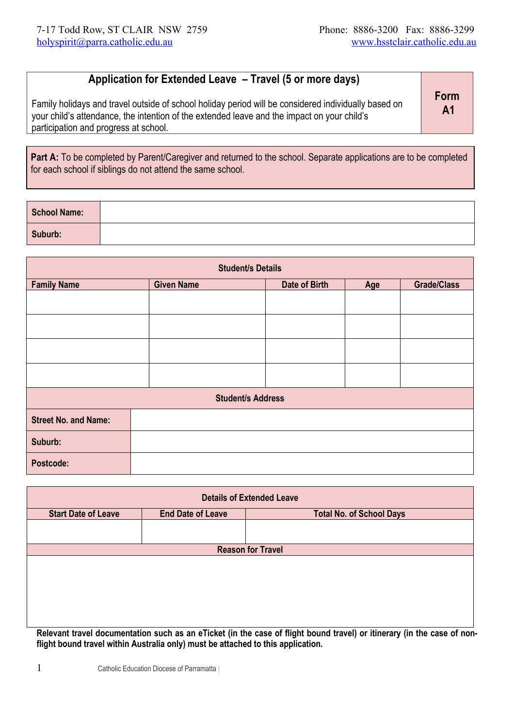7-17 Todd Row, ST CLAIR NSW 2759
holyspirit@parra.catholic.edu.au

Phone: 8886-3200 Fax: 8886-3299
www.hsstclair.catholic.edu.au

## Application for Extended Leave – Travel (5 or more days)

**Form A1**

Family holidays and travel outside of school holiday period will be considered individually based on your child's attendance, the intention of the extended leave and the impact on your child's participation and progress at school.

**Part A:** To be completed by Parent/Caregiver and returned to the school. Separate applications are to be completed for each school if siblings do not attend the same school.

| | |
|---|---|
| **School Name:** | |
| **Suburb:** | |

**Student/s Details**

| Family Name | Given Name | Date of Birth | Age | Grade/Class |
|---|---|---|---|---|
| | | | | |
| | | | | |
| | | | | |
| | | | | |

**Student/s Address**

| | |
|---|---|
| **Street No. and Name:** | |
| **Suburb:** | |
| **Postcode:** | |

**Details of Extended Leave**

| Start Date of Leave | End Date of Leave | Total No. of School Days |
|---|---|---|
| | | |

**Reason for Travel**

| |
|---|
| |

**Relevant travel documentation such as an eTicket (in the case of flight bound travel) or itinerary (in the case of non-flight bound travel within Australia only) must be attached to this application.**

Catholic Education Diocese of Parramatta |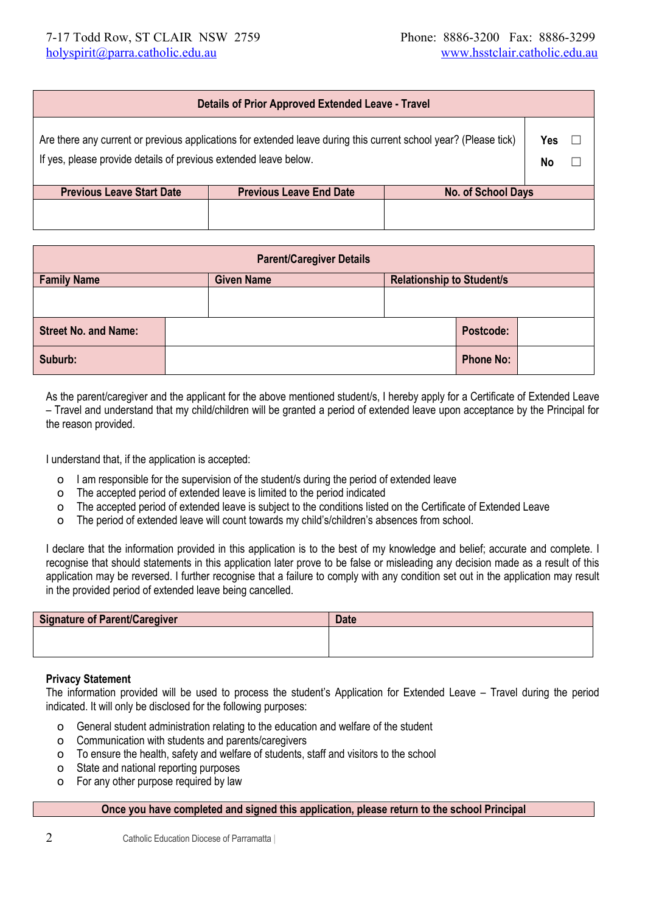7-17 Todd Row, ST CLAIR NSW 2759
holyspirit@parra.catholic.edu.au

Phone: 8886-3200 Fax: 8886-3299
www.hsstclair.catholic.edu.au

| Details of Prior Approved Extended Leave - Travel | | |
|---|---|---|
| Are there any current or previous applications for extended leave during this current school year? (Please tick) If yes, please provide details of previous extended leave below. | | Yes ☐ No ☐ |
| **Previous Leave Start Date** | **Previous Leave End Date** | **No. of School Days** |
| | | |

| Parent/Caregiver Details | | | |
|---|---|---|---|
| **Family Name** | **Given Name** | **Relationship to Student/s** | |
| | | | |
| **Street No. and Name:** | | **Postcode:** | |
| **Suburb:** | | **Phone No:** | |

As the parent/caregiver and the applicant for the above mentioned student/s, I hereby apply for a Certificate of Extended Leave – Travel and understand that my child/children will be granted a period of extended leave upon acceptance by the Principal for the reason provided.

I understand that, if the application is accepted:

- I am responsible for the supervision of the student/s during the period of extended leave
- The accepted period of extended leave is limited to the period indicated
- The accepted period of extended leave is subject to the conditions listed on the Certificate of Extended Leave
- The period of extended leave will count towards my child's/children's absences from school.

I declare that the information provided in this application is to the best of my knowledge and belief; accurate and complete. I recognise that should statements in this application later prove to be false or misleading any decision made as a result of this application may be reversed. I further recognise that a failure to comply with any condition set out in the application may result in the provided period of extended leave being cancelled.

| Signature of Parent/Caregiver | Date |
|---|---|
| | |

**Privacy Statement**

The information provided will be used to process the student's Application for Extended Leave – Travel during the period indicated. It will only be disclosed for the following purposes:

- General student administration relating to the education and welfare of the student
- Communication with students and parents/caregivers
- To ensure the health, safety and welfare of students, staff and visitors to the school
- State and national reporting purposes
- For any other purpose required by law

**Once you have completed and signed this application, please return to the school Principal**

Catholic Education Diocese of Parramatta |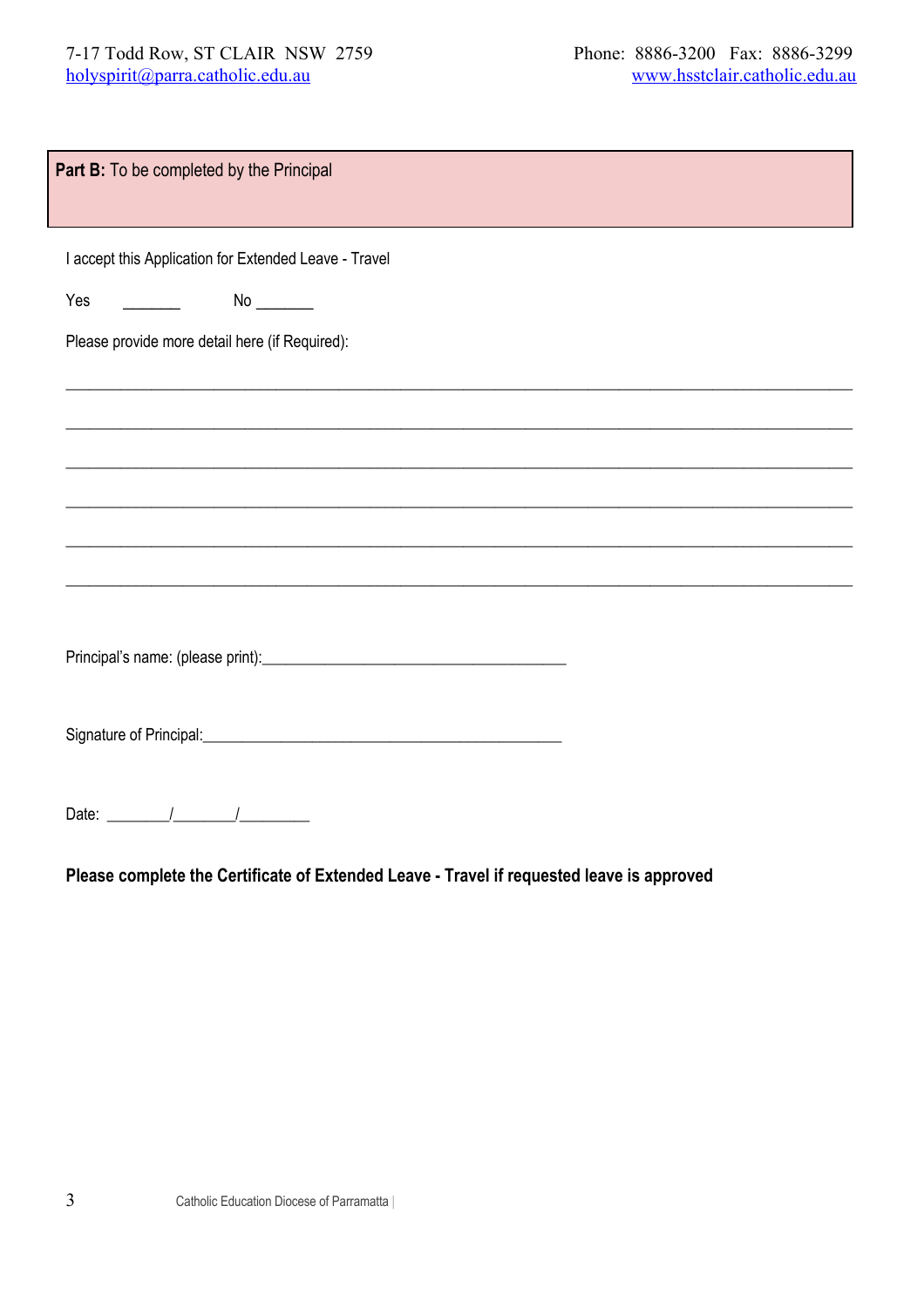7-17 Todd Row, ST CLAIR NSW 2759
holyspirit@parra.catholic.edu.au

Phone: 8886-3200 Fax: 8886-3299
www.hsstclair.catholic.edu.au

**Part B:** To be completed by the Principal

I accept this Application for Extended Leave - Travel

Yes _______ No _______

Please provide more detail here (if Required):

__________________________________________________________________________________________

__________________________________________________________________________________________

__________________________________________________________________________________________

__________________________________________________________________________________________

__________________________________________________________________________________________

__________________________________________________________________________________________

Principal's name: (please print):_____________________________________

Signature of Principal:_____________________________________________

Date: ________/________/_________

**Please complete the Certificate of Extended Leave - Travel if requested leave is approved**

Catholic Education Diocese of Parramatta |